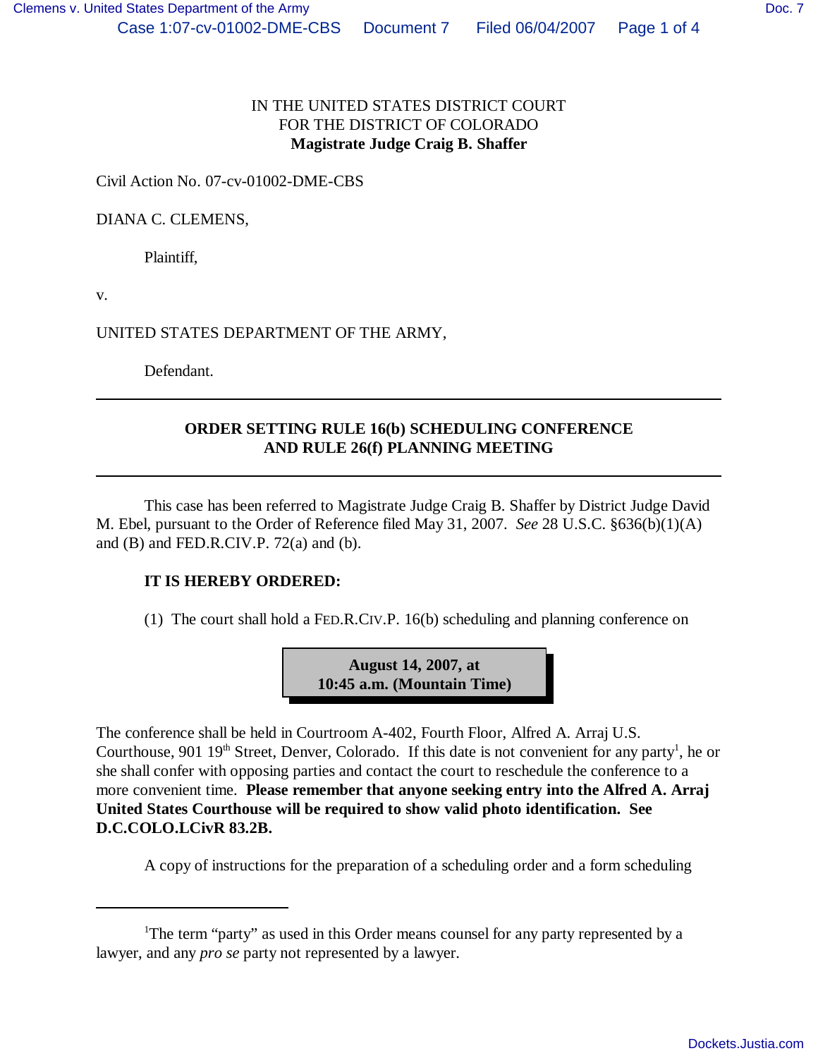IN THE UNITED STATES DISTRICT COURT
FOR THE DISTRICT OF COLORADO
**Magistrate Judge Craig B. Shaffer**

Civil Action No. 07-cv-01002-DME-CBS

DIANA C. CLEMENS,

Plaintiff,

v.

UNITED STATES DEPARTMENT OF THE ARMY,

Defendant.

---

**ORDER SETTING RULE 16(b) SCHEDULING CONFERENCE
AND RULE 26(f) PLANNING MEETING**

---

This case has been referred to Magistrate Judge Craig B. Shaffer by District Judge David M. Ebel, pursuant to the Order of Reference filed May 31, 2007. *See* 28 U.S.C. §636(b)(1)(A) and (B) and FED.R.CIV.P. 72(a) and (b).

**IT IS HEREBY ORDERED:**

(1) The court shall hold a FED.R.CIV.P. 16(b) scheduling and planning conference on

**August 14, 2007, at
10:45 a.m. (Mountain Time)**

The conference shall be held in Courtroom A-402, Fourth Floor, Alfred A. Arraj U.S. Courthouse, 901 19th Street, Denver, Colorado. If this date is not convenient for any party[1], he or she shall confer with opposing parties and contact the court to reschedule the conference to a more convenient time. **Please remember that anyone seeking entry into the Alfred A. Arraj United States Courthouse will be required to show valid photo identification. See D.C.COLO.LCivR 83.2B.**

A copy of instructions for the preparation of a scheduling order and a form scheduling

---

[1]The term "party" as used in this Order means counsel for any party represented by a lawyer, and any *pro se* party not represented by a lawyer.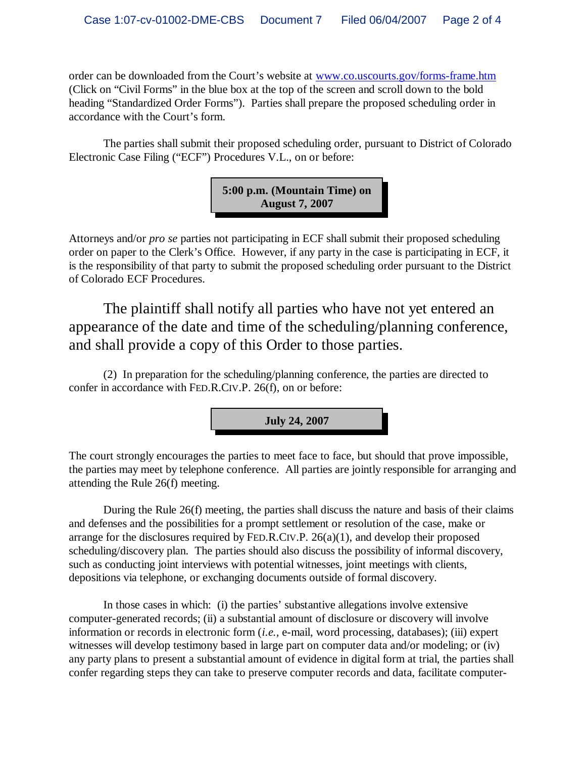order can be downloaded from the Court's website at [www.co.uscourts.gov/forms-frame.htm](www.co.uscourts.gov/forms-frame.htm) (Click on "Civil Forms" in the blue box at the top of the screen and scroll down to the bold heading "Standardized Order Forms"). Parties shall prepare the proposed scheduling order in accordance with the Court's form.

The parties shall submit their proposed scheduling order, pursuant to District of Colorado Electronic Case Filing ("ECF") Procedures V.L., on or before:

**5:00 p.m. (Mountain Time) on August 7, 2007**

Attorneys and/or *pro se* parties not participating in ECF shall submit their proposed scheduling order on paper to the Clerk's Office. However, if any party in the case is participating in ECF, it is the responsibility of that party to submit the proposed scheduling order pursuant to the District of Colorado ECF Procedures.

The plaintiff shall notify all parties who have not yet entered an appearance of the date and time of the scheduling/planning conference, and shall provide a copy of this Order to those parties.

(2) In preparation for the scheduling/planning conference, the parties are directed to confer in accordance with FED.R.CIV.P. 26(f), on or before:

**July 24, 2007**

The court strongly encourages the parties to meet face to face, but should that prove impossible, the parties may meet by telephone conference. All parties are jointly responsible for arranging and attending the Rule 26(f) meeting.

During the Rule 26(f) meeting, the parties shall discuss the nature and basis of their claims and defenses and the possibilities for a prompt settlement or resolution of the case, make or arrange for the disclosures required by FED.R.CIV.P. 26(a)(1), and develop their proposed scheduling/discovery plan. The parties should also discuss the possibility of informal discovery, such as conducting joint interviews with potential witnesses, joint meetings with clients, depositions via telephone, or exchanging documents outside of formal discovery.

In those cases in which: (i) the parties' substantive allegations involve extensive computer-generated records; (ii) a substantial amount of disclosure or discovery will involve information or records in electronic form (*i.e.*, e-mail, word processing, databases); (iii) expert witnesses will develop testimony based in large part on computer data and/or modeling; or (iv) any party plans to present a substantial amount of evidence in digital form at trial, the parties shall confer regarding steps they can take to preserve computer records and data, facilitate computer-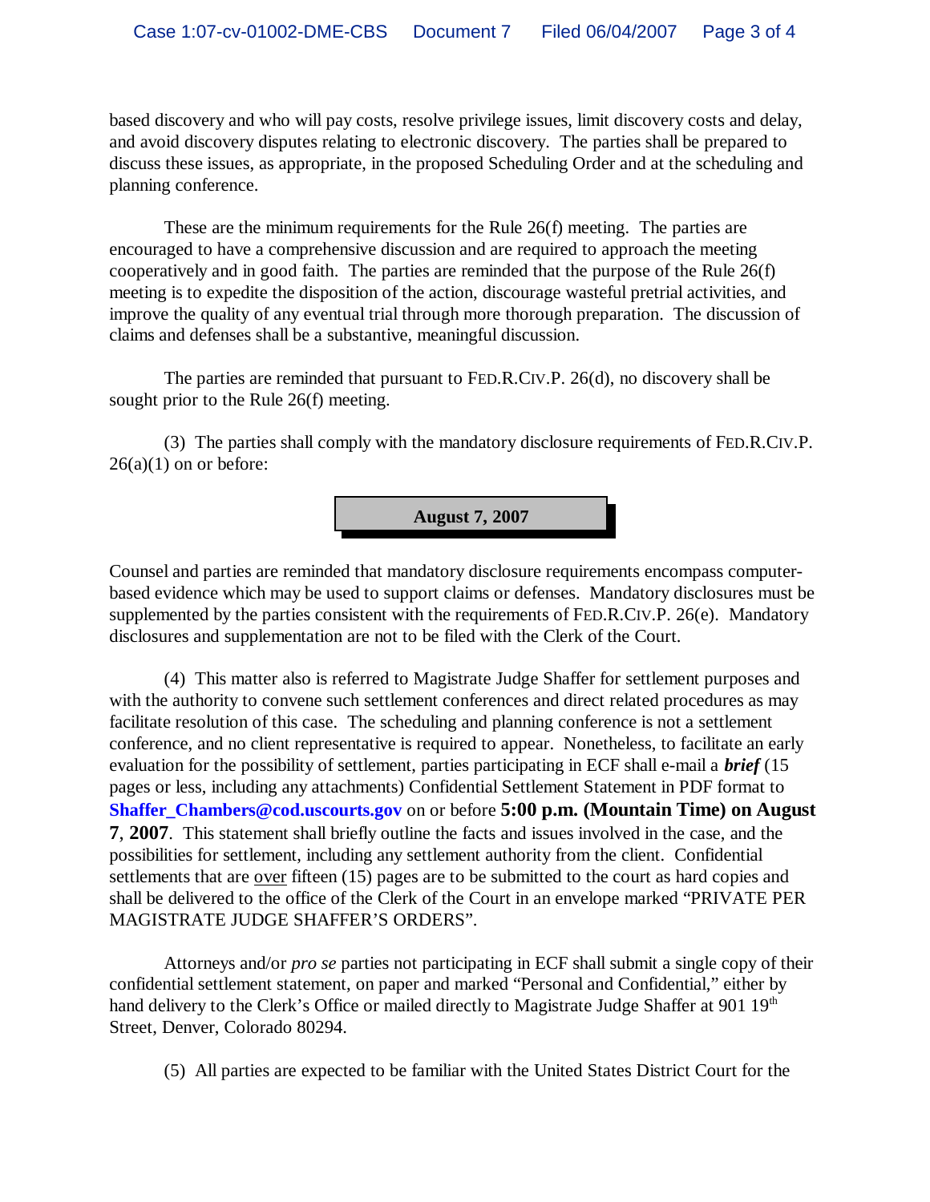based discovery and who will pay costs, resolve privilege issues, limit discovery costs and delay, and avoid discovery disputes relating to electronic discovery. The parties shall be prepared to discuss these issues, as appropriate, in the proposed Scheduling Order and at the scheduling and planning conference.

These are the minimum requirements for the Rule 26(f) meeting. The parties are encouraged to have a comprehensive discussion and are required to approach the meeting cooperatively and in good faith. The parties are reminded that the purpose of the Rule 26(f) meeting is to expedite the disposition of the action, discourage wasteful pretrial activities, and improve the quality of any eventual trial through more thorough preparation. The discussion of claims and defenses shall be a substantive, meaningful discussion.

The parties are reminded that pursuant to FED.R.CIV.P. 26(d), no discovery shall be sought prior to the Rule 26(f) meeting.

(3) The parties shall comply with the mandatory disclosure requirements of FED.R.CIV.P. 26(a)(1) on or before:

**August 7, 2007**

Counsel and parties are reminded that mandatory disclosure requirements encompass computer-based evidence which may be used to support claims or defenses. Mandatory disclosures must be supplemented by the parties consistent with the requirements of FED.R.CIV.P. 26(e). Mandatory disclosures and supplementation are not to be filed with the Clerk of the Court.

(4) This matter also is referred to Magistrate Judge Shaffer for settlement purposes and with the authority to convene such settlement conferences and direct related procedures as may facilitate resolution of this case. The scheduling and planning conference is not a settlement conference, and no client representative is required to appear. Nonetheless, to facilitate an early evaluation for the possibility of settlement, parties participating in ECF shall e-mail a ***brief*** (15 pages or less, including any attachments) Confidential Settlement Statement in PDF format to **Shaffer_Chambers@cod.uscourts.gov** on or before **5:00 p.m. (Mountain Time) on August 7, 2007**. This statement shall briefly outline the facts and issues involved in the case, and the possibilities for settlement, including any settlement authority from the client. Confidential settlements that are over fifteen (15) pages are to be submitted to the court as hard copies and shall be delivered to the office of the Clerk of the Court in an envelope marked "PRIVATE PER MAGISTRATE JUDGE SHAFFER'S ORDERS".

Attorneys and/or *pro se* parties not participating in ECF shall submit a single copy of their confidential settlement statement, on paper and marked "Personal and Confidential," either by hand delivery to the Clerk's Office or mailed directly to Magistrate Judge Shaffer at 901 19th Street, Denver, Colorado 80294.

(5) All parties are expected to be familiar with the United States District Court for the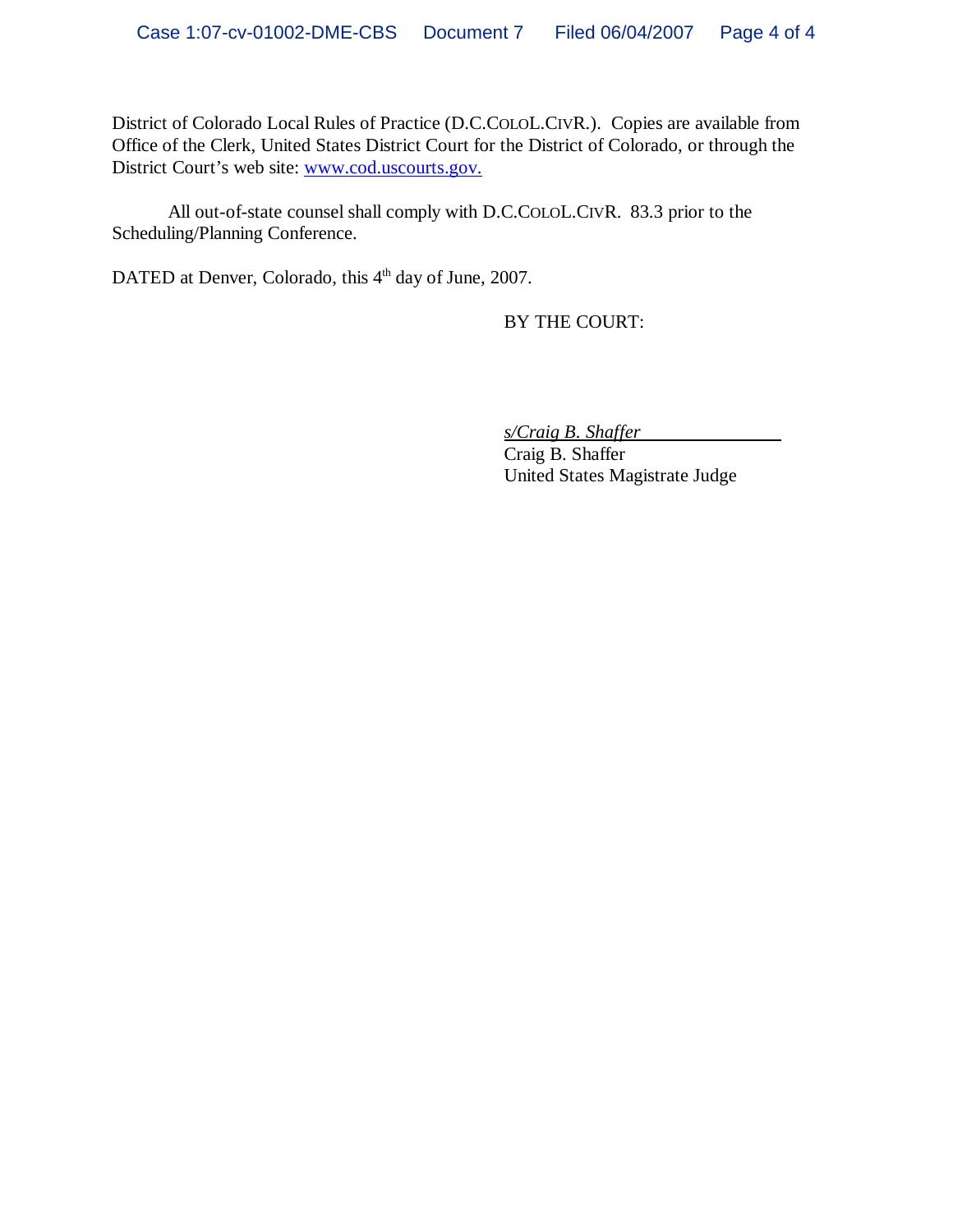District of Colorado Local Rules of Practice (D.C.COLOL.CIVR.). Copies are available from Office of the Clerk, United States District Court for the District of Colorado, or through the District Court's web site: [www.cod.uscourts.gov.](http://www.cod.uscourts.gov)

All out-of-state counsel shall comply with D.C.COLOL.CIVR. 83.3 prior to the Scheduling/Planning Conference.

DATED at Denver, Colorado, this 4th day of June, 2007.

BY THE COURT:

*s/Craig B. Shaffer*
Craig B. Shaffer
United States Magistrate Judge